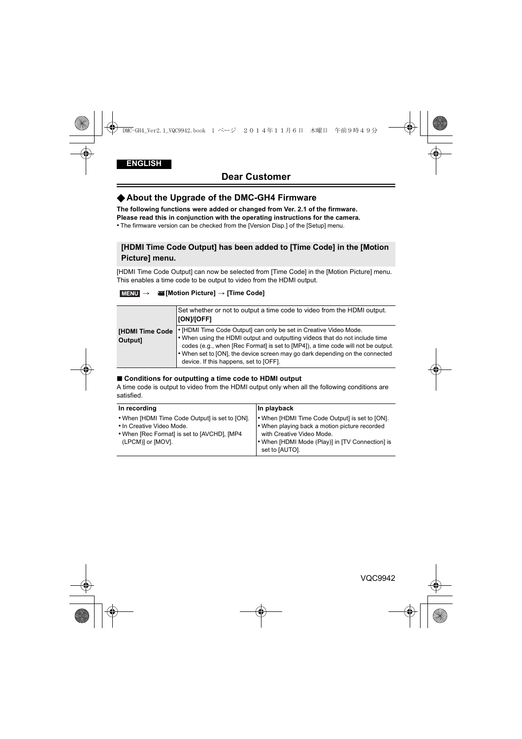ENGLISH

# Dear Customer

## ◆About the Upgrade of the DMC-GH4 Firmware

**The following functions were added or changed from Ver. 2.1 of the firmware.**
**Please read this in conjunction with the operating instructions for the camera.**

• The firmware version can be checked from the [Version Disp.] of the [Setup] menu.

### [HDMI Time Code Output] has been added to [Time Code] in the [Motion Picture] menu.

[HDMI Time Code Output] can now be selected from [Time Code] in the [Motion Picture] menu. This enables a time code to be output to video from the HDMI output.

**MENU → [Motion Picture] → [Time Code]**

| | |
|---|---|
| **[HDMI Time Code Output]** | Set whether or not to output a time code to video from the HDMI output. **[ON]/[OFF]**<br>• [HDMI Time Code Output] can only be set in Creative Video Mode.<br>• When using the HDMI output and outputting videos that do not include time codes (e.g., when [Rec Format] is set to [MP4]), a time code will not be output.<br>• When set to [ON], the device screen may go dark depending on the connected device. If this happens, set to [OFF]. |

**■ Conditions for outputting a time code to HDMI output**

A time code is output to video from the HDMI output only when all the following conditions are satisfied.

| In recording | In playback |
|---|---|
| • When [HDMI Time Code Output] is set to [ON].<br>• In Creative Video Mode.<br>• When [Rec Format] is set to [AVCHD], [MP4 (LPCM)] or [MOV]. | • When [HDMI Time Code Output] is set to [ON].<br>• When playing back a motion picture recorded with Creative Video Mode.<br>• When [HDMI Mode (Play)] in [TV Connection] is set to [AUTO]. |

VQC9942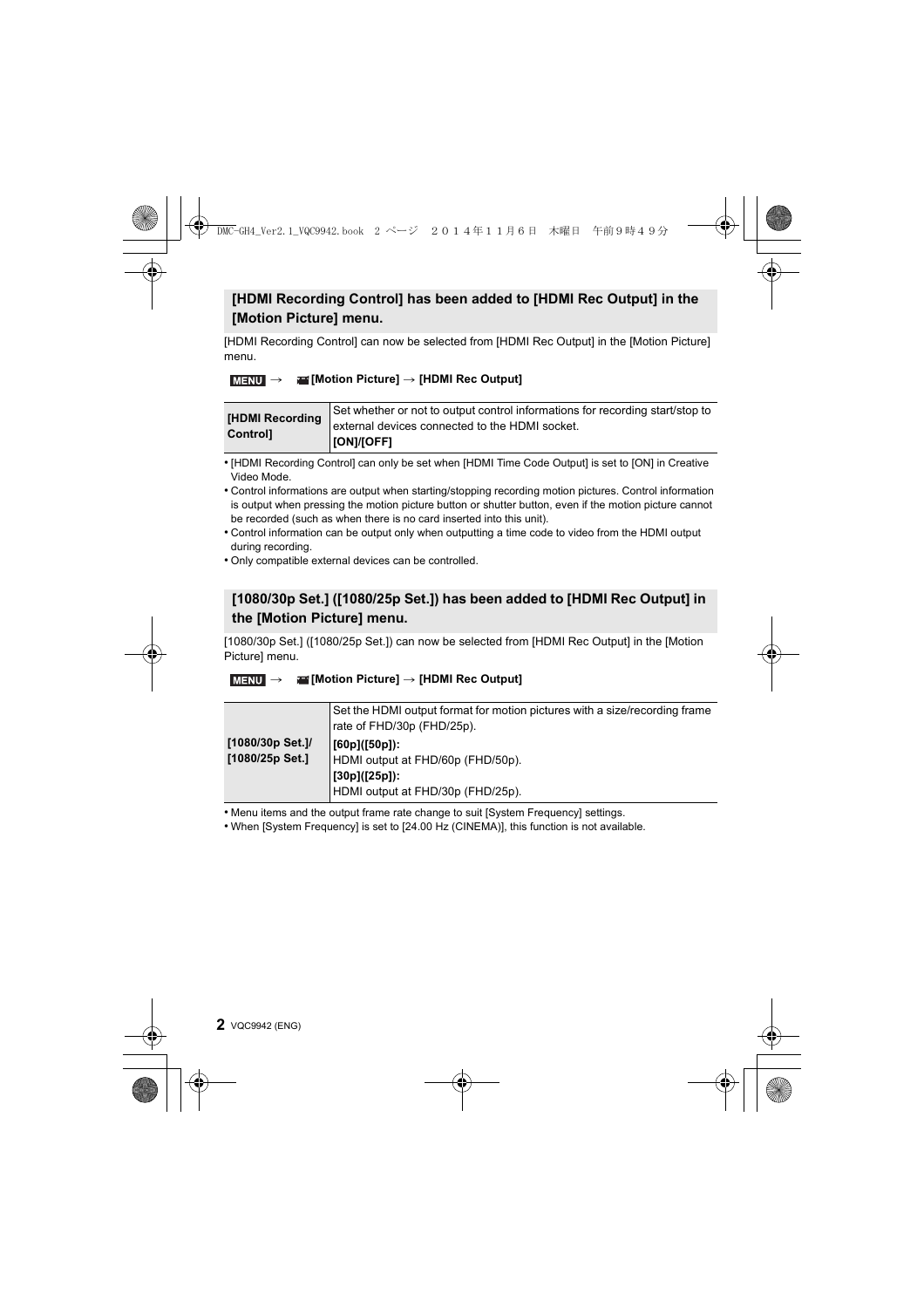## [HDMI Recording Control] has been added to [HDMI Rec Output] in the [Motion Picture] menu.

[HDMI Recording Control] can now be selected from [HDMI Rec Output] in the [Motion Picture] menu.

**MENU → [Motion Picture] → [HDMI Rec Output]**

| | |
|---|---|
| **[HDMI Recording Control]** | Set whether or not to output control informations for recording start/stop to external devices connected to the HDMI socket.<br>**[ON]/[OFF]** |

- [HDMI Recording Control] can only be set when [HDMI Time Code Output] is set to [ON] in Creative Video Mode.
- Control informations are output when starting/stopping recording motion pictures. Control information is output when pressing the motion picture button or shutter button, even if the motion picture cannot be recorded (such as when there is no card inserted into this unit).
- Control information can be output only when outputting a time code to video from the HDMI output during recording.
- Only compatible external devices can be controlled.

## [1080/30p Set.] ([1080/25p Set.]) has been added to [HDMI Rec Output] in the [Motion Picture] menu.

[1080/30p Set.] ([1080/25p Set.]) can now be selected from [HDMI Rec Output] in the [Motion Picture] menu.

**MENU → [Motion Picture] → [HDMI Rec Output]**

| | |
|---|---|
| **[1080/30p Set.]/ [1080/25p Set.]** | Set the HDMI output format for motion pictures with a size/recording frame rate of FHD/30p (FHD/25p).<br>**[60p]([50p]):**<br>HDMI output at FHD/60p (FHD/50p).<br>**[30p]([25p]):**<br>HDMI output at FHD/30p (FHD/25p). |

- Menu items and the output frame rate change to suit [System Frequency] settings.
- When [System Frequency] is set to [24.00 Hz (CINEMA)], this function is not available.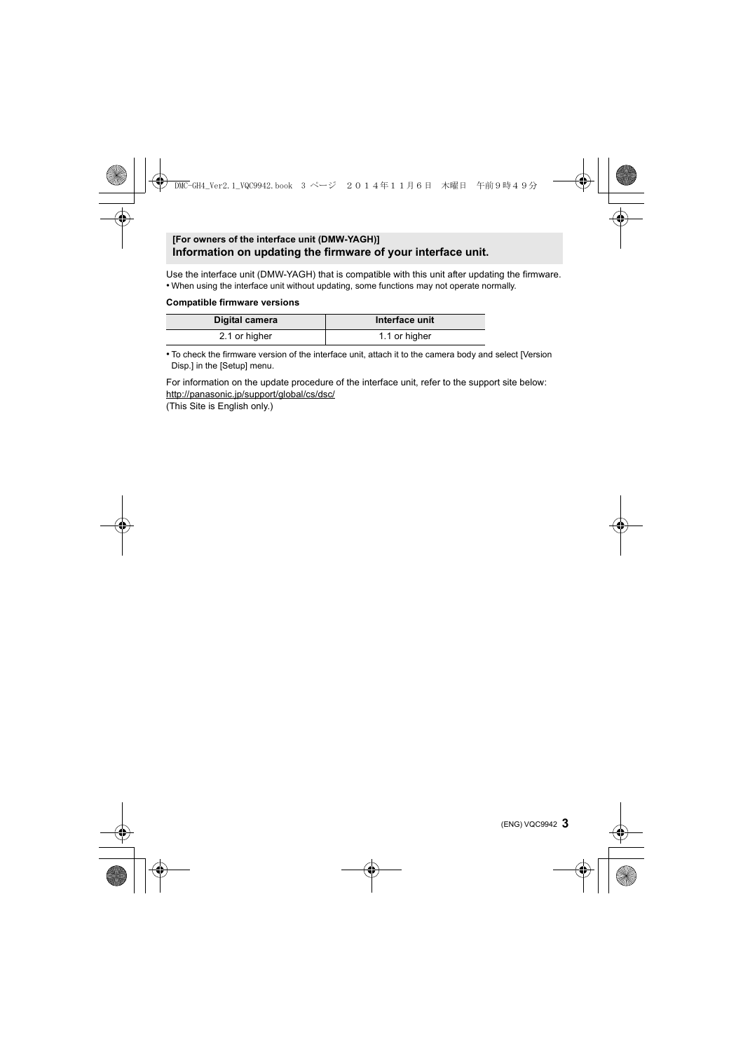**[For owners of the interface unit (DMW-YAGH)]**

## Information on updating the firmware of your interface unit.

Use the interface unit (DMW-YAGH) that is compatible with this unit after updating the firmware.

- When using the interface unit without updating, some functions may not operate normally.

**Compatible firmware versions**

| Digital camera | Interface unit |
| --- | --- |
| 2.1 or higher | 1.1 or higher |

- To check the firmware version of the interface unit, attach it to the camera body and select [Version Disp.] in the [Setup] menu.

For information on the update procedure of the interface unit, refer to the support site below:
http://panasonic.jp/support/global/cs/dsc/
(This Site is English only.)